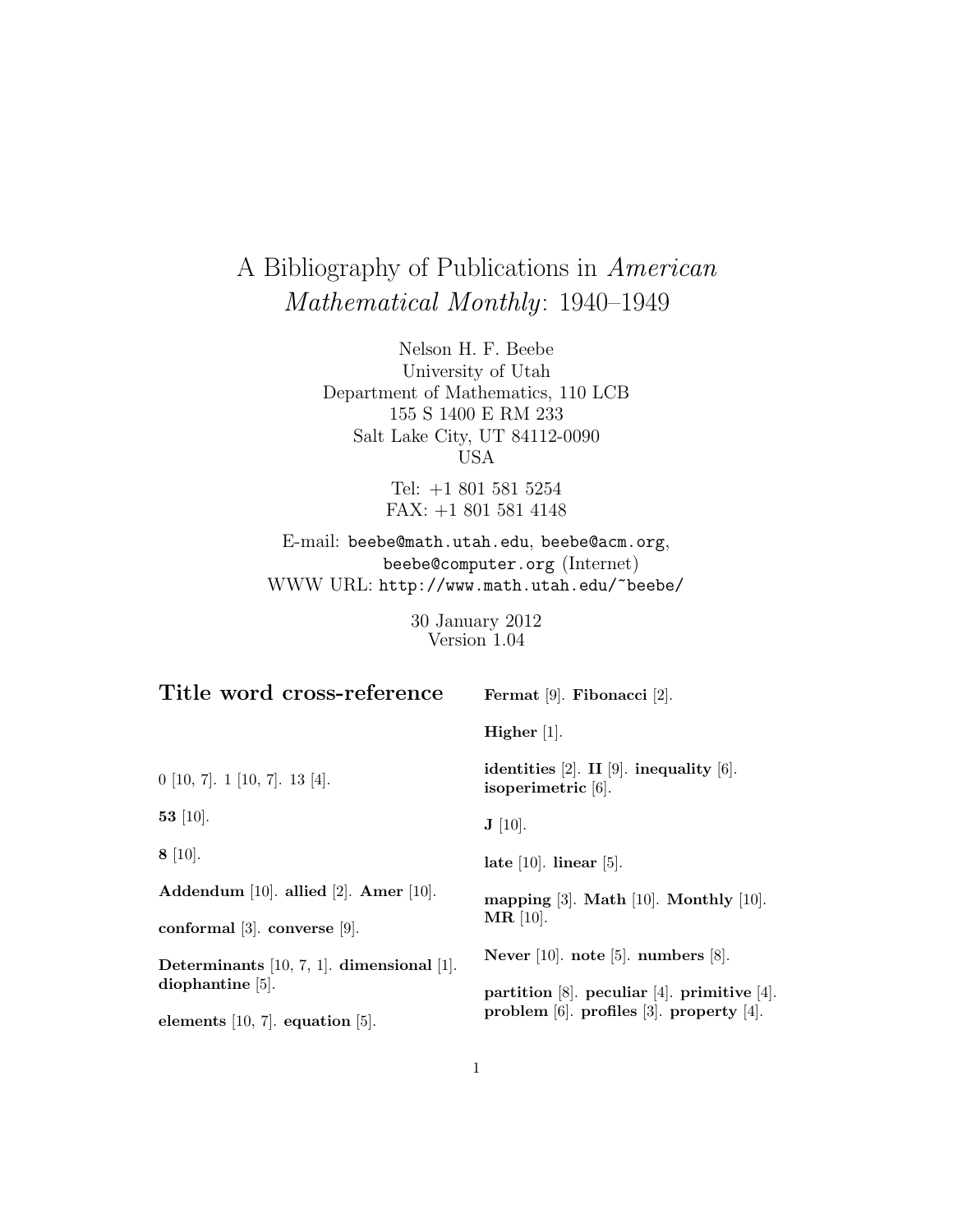# A Bibliography of Publications in *American Mathematical Monthly*: 1940–1949

Nelson H. F. Beebe
University of Utah
Department of Mathematics, 110 LCB
155 S 1400 E RM 233
Salt Lake City, UT 84112-0090
USA

Tel: +1 801 581 5254
FAX: +1 801 581 4148

E-mail: `beebe@math.utah.edu`, `beebe@acm.org`, `beebe@computer.org` (Internet)
WWW URL: `http://www.math.utah.edu/~beebe/`

30 January 2012
Version 1.04

## Title word cross-reference

0 [10, 7]. 1 [10, 7]. 13 [4].

**53** [10].

**8** [10].

**Addendum** [10]. **allied** [2]. **Amer** [10].

**conformal** [3]. **converse** [9].

**Determinants** [10, 7, 1]. **dimensional** [1]. **diophantine** [5].

**elements** [10, 7]. **equation** [5].

**Fermat** [9]. **Fibonacci** [2].

**Higher** [1].

**identities** [2]. **II** [9]. **inequality** [6]. **isoperimetric** [6].

**J** [10].

**late** [10]. **linear** [5].

**mapping** [3]. **Math** [10]. **Monthly** [10]. **MR** [10].

**Never** [10]. **note** [5]. **numbers** [8].

**partition** [8]. **peculiar** [4]. **primitive** [4]. **problem** [6]. **profiles** [3]. **property** [4].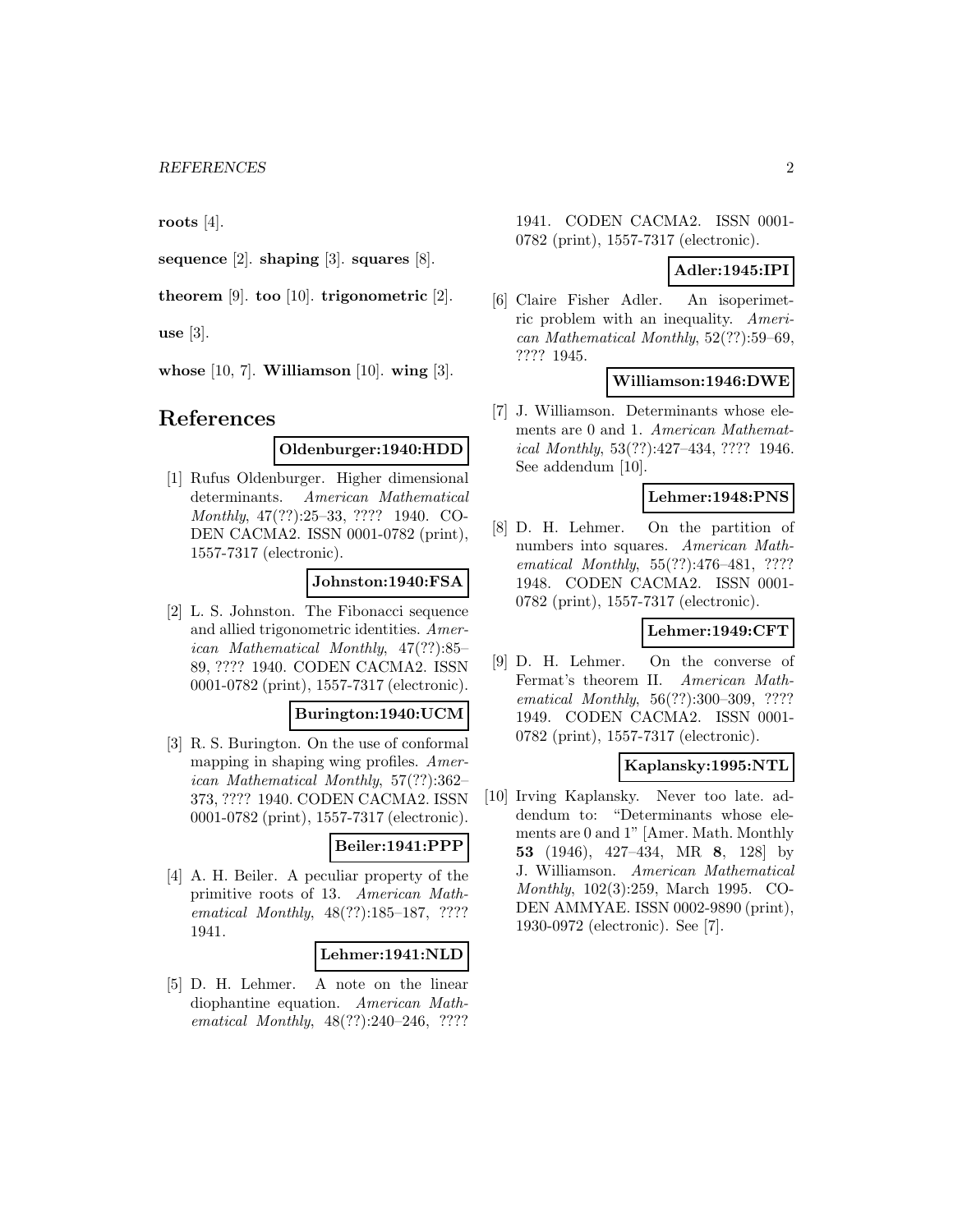**roots** [4].

**sequence** [2]. **shaping** [3]. **squares** [8].

**theorem** [9]. **too** [10]. **trigonometric** [2].

**use** [3].

**whose** [10, 7]. **Williamson** [10]. **wing** [3].

# References

**Oldenburger:1940:HDD**

[1] Rufus Oldenburger. Higher dimensional determinants. *American Mathematical Monthly*, 47(??):25–33, ???? 1940. CODEN CACMA2. ISSN 0001-0782 (print), 1557-7317 (electronic).

**Johnston:1940:FSA**

[2] L. S. Johnston. The Fibonacci sequence and allied trigonometric identities. *American Mathematical Monthly*, 47(??):85–89, ???? 1940. CODEN CACMA2. ISSN 0001-0782 (print), 1557-7317 (electronic).

**Burington:1940:UCM**

[3] R. S. Burington. On the use of conformal mapping in shaping wing profiles. *American Mathematical Monthly*, 57(??):362–373, ???? 1940. CODEN CACMA2. ISSN 0001-0782 (print), 1557-7317 (electronic).

**Beiler:1941:PPP**

[4] A. H. Beiler. A peculiar property of the primitive roots of 13. *American Mathematical Monthly*, 48(??):185–187, ???? 1941.

**Lehmer:1941:NLD**

[5] D. H. Lehmer. A note on the linear diophantine equation. *American Mathematical Monthly*, 48(??):240–246, ???? 1941. CODEN CACMA2. ISSN 0001-0782 (print), 1557-7317 (electronic).

**Adler:1945:IPI**

[6] Claire Fisher Adler. An isoperimetric problem with an inequality. *American Mathematical Monthly*, 52(??):59–69, ???? 1945.

**Williamson:1946:DWE**

[7] J. Williamson. Determinants whose elements are 0 and 1. *American Mathematical Monthly*, 53(??):427–434, ???? 1946. See addendum [10].

**Lehmer:1948:PNS**

[8] D. H. Lehmer. On the partition of numbers into squares. *American Mathematical Monthly*, 55(??):476–481, ???? 1948. CODEN CACMA2. ISSN 0001-0782 (print), 1557-7317 (electronic).

**Lehmer:1949:CFT**

[9] D. H. Lehmer. On the converse of Fermat's theorem II. *American Mathematical Monthly*, 56(??):300–309, ???? 1949. CODEN CACMA2. ISSN 0001-0782 (print), 1557-7317 (electronic).

**Kaplansky:1995:NTL**

[10] Irving Kaplansky. Never too late. addendum to: "Determinants whose elements are 0 and 1" [Amer. Math. Monthly **53** (1946), 427–434, MR **8**, 128] by J. Williamson. *American Mathematical Monthly*, 102(3):259, March 1995. CODEN AMMYAE. ISSN 0002-9890 (print), 1930-0972 (electronic). See [7].